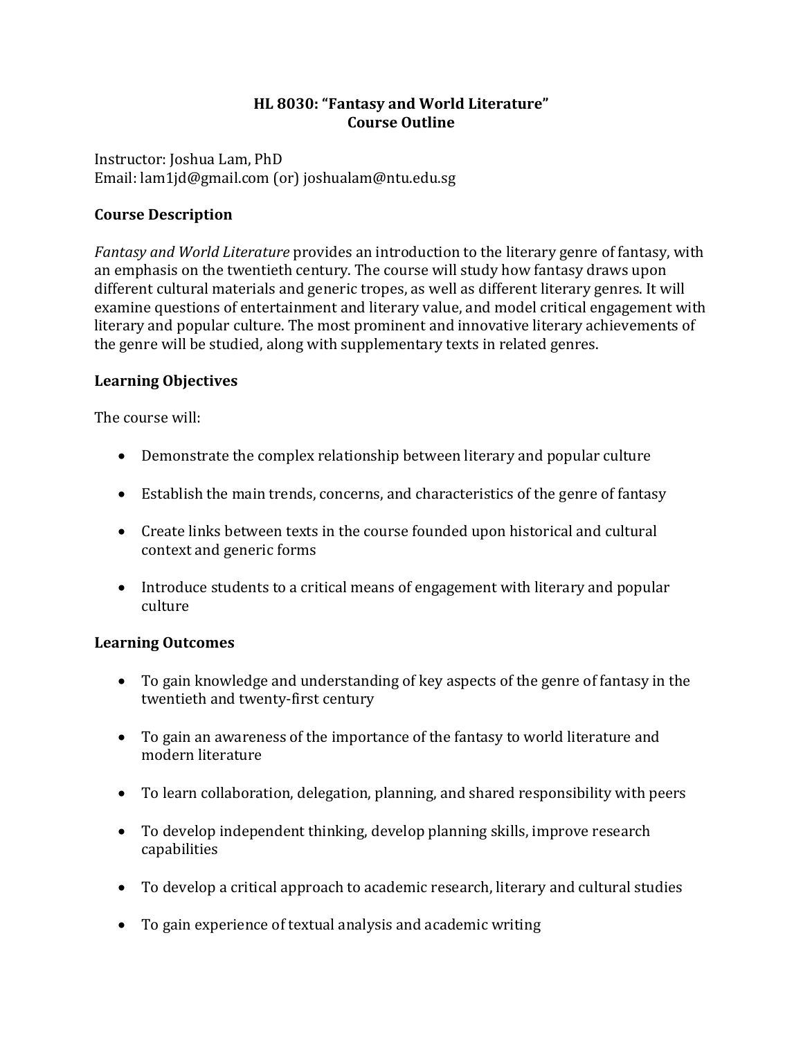# HL 8030: "Fantasy and World Literature"
## Course Outline

Instructor: Joshua Lam, PhD
Email: lam1jd@gmail.com (or) joshualam@ntu.edu.sg

### Course Description

*Fantasy and World Literature* provides an introduction to the literary genre of fantasy, with an emphasis on the twentieth century. The course will study how fantasy draws upon different cultural materials and generic tropes, as well as different literary genres. It will examine questions of entertainment and literary value, and model critical engagement with literary and popular culture. The most prominent and innovative literary achievements of the genre will be studied, along with supplementary texts in related genres.

### Learning Objectives

The course will:

- Demonstrate the complex relationship between literary and popular culture
- Establish the main trends, concerns, and characteristics of the genre of fantasy
- Create links between texts in the course founded upon historical and cultural context and generic forms
- Introduce students to a critical means of engagement with literary and popular culture

### Learning Outcomes

- To gain knowledge and understanding of key aspects of the genre of fantasy in the twentieth and twenty-first century
- To gain an awareness of the importance of the fantasy to world literature and modern literature
- To learn collaboration, delegation, planning, and shared responsibility with peers
- To develop independent thinking, develop planning skills, improve research capabilities
- To develop a critical approach to academic research, literary and cultural studies
- To gain experience of textual analysis and academic writing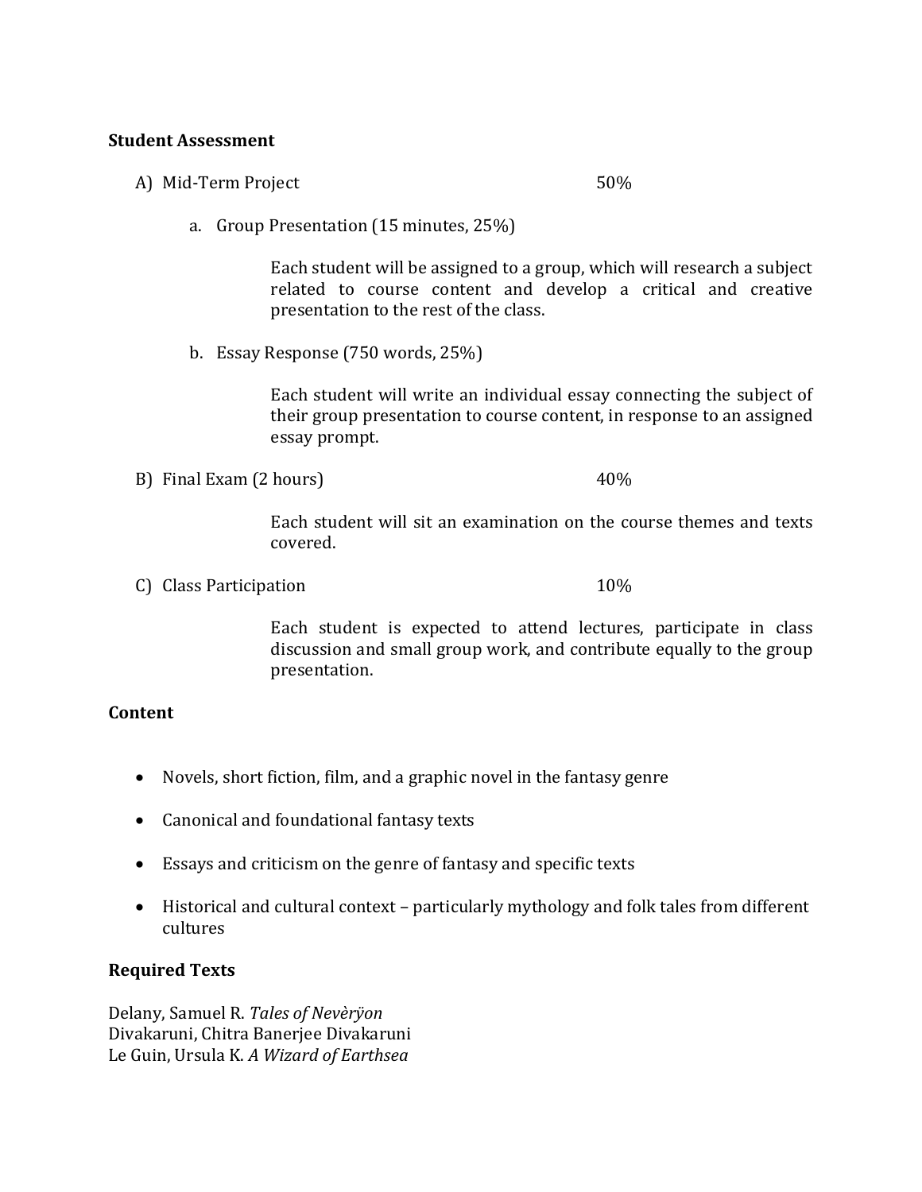**Student Assessment**

A) Mid-Term Project 50%

   a. Group Presentation (15 minutes, 25%)

      Each student will be assigned to a group, which will research a subject related to course content and develop a critical and creative presentation to the rest of the class.

   b. Essay Response (750 words, 25%)

      Each student will write an individual essay connecting the subject of their group presentation to course content, in response to an assigned essay prompt.

B) Final Exam (2 hours) 40%

   Each student will sit an examination on the course themes and texts covered.

C) Class Participation 10%

   Each student is expected to attend lectures, participate in class discussion and small group work, and contribute equally to the group presentation.

**Content**

- Novels, short fiction, film, and a graphic novel in the fantasy genre
- Canonical and foundational fantasy texts
- Essays and criticism on the genre of fantasy and specific texts
- Historical and cultural context – particularly mythology and folk tales from different cultures

**Required Texts**

Delany, Samuel R. *Tales of Nevèrÿon*
Divakaruni, Chitra Banerjee Divakaruni
Le Guin, Ursula K. *A Wizard of Earthsea*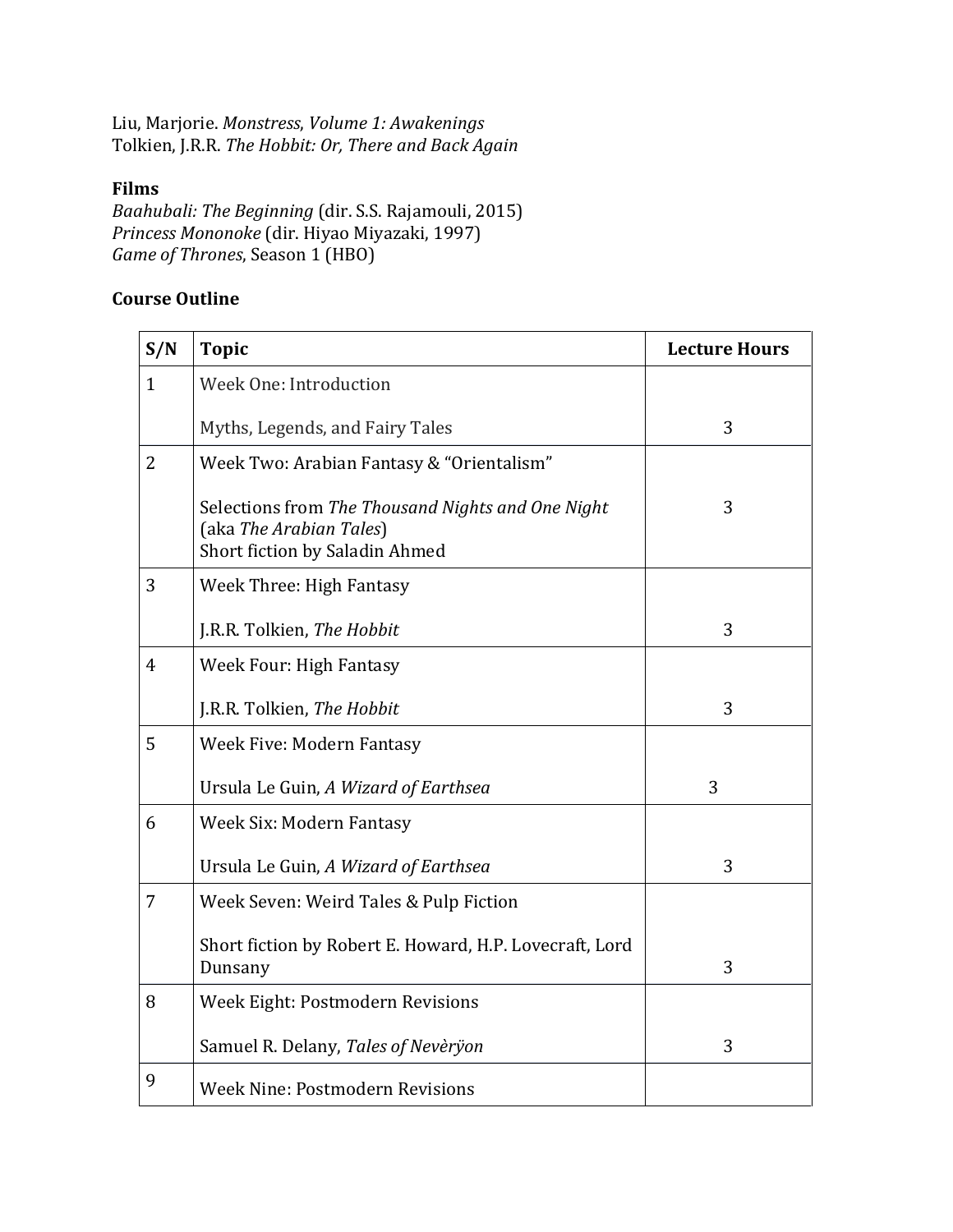Liu, Marjorie. *Monstress*, *Volume 1: Awakenings*
Tolkien, J.R.R. *The Hobbit: Or, There and Back Again*

**Films**
*Baahubali: The Beginning* (dir. S.S. Rajamouli, 2015)
*Princess Mononoke* (dir. Hiyao Miyazaki, 1997)
*Game of Thrones*, Season 1 (HBO)

**Course Outline**

| S/N | Topic | Lecture Hours |
|---|---|---|
| 1 | Week One: Introduction<br><br>Myths, Legends, and Fairy Tales | 3 |
| 2 | Week Two: Arabian Fantasy & "Orientalism"<br><br>Selections from *The Thousand Nights and One Night* (aka *The Arabian Tales*)<br>Short fiction by Saladin Ahmed | 3 |
| 3 | Week Three: High Fantasy<br><br>J.R.R. Tolkien, *The Hobbit* | 3 |
| 4 | Week Four: High Fantasy<br><br>J.R.R. Tolkien, *The Hobbit* | 3 |
| 5 | Week Five: Modern Fantasy<br><br>Ursula Le Guin, *A Wizard of Earthsea* | 3 |
| 6 | Week Six: Modern Fantasy<br><br>Ursula Le Guin, *A Wizard of Earthsea* | 3 |
| 7 | Week Seven: Weird Tales & Pulp Fiction<br><br>Short fiction by Robert E. Howard, H.P. Lovecraft, Lord Dunsany | 3 |
| 8 | Week Eight: Postmodern Revisions<br><br>Samuel R. Delany, *Tales of Nevèrÿon* | 3 |
| 9 | Week Nine: Postmodern Revisions | |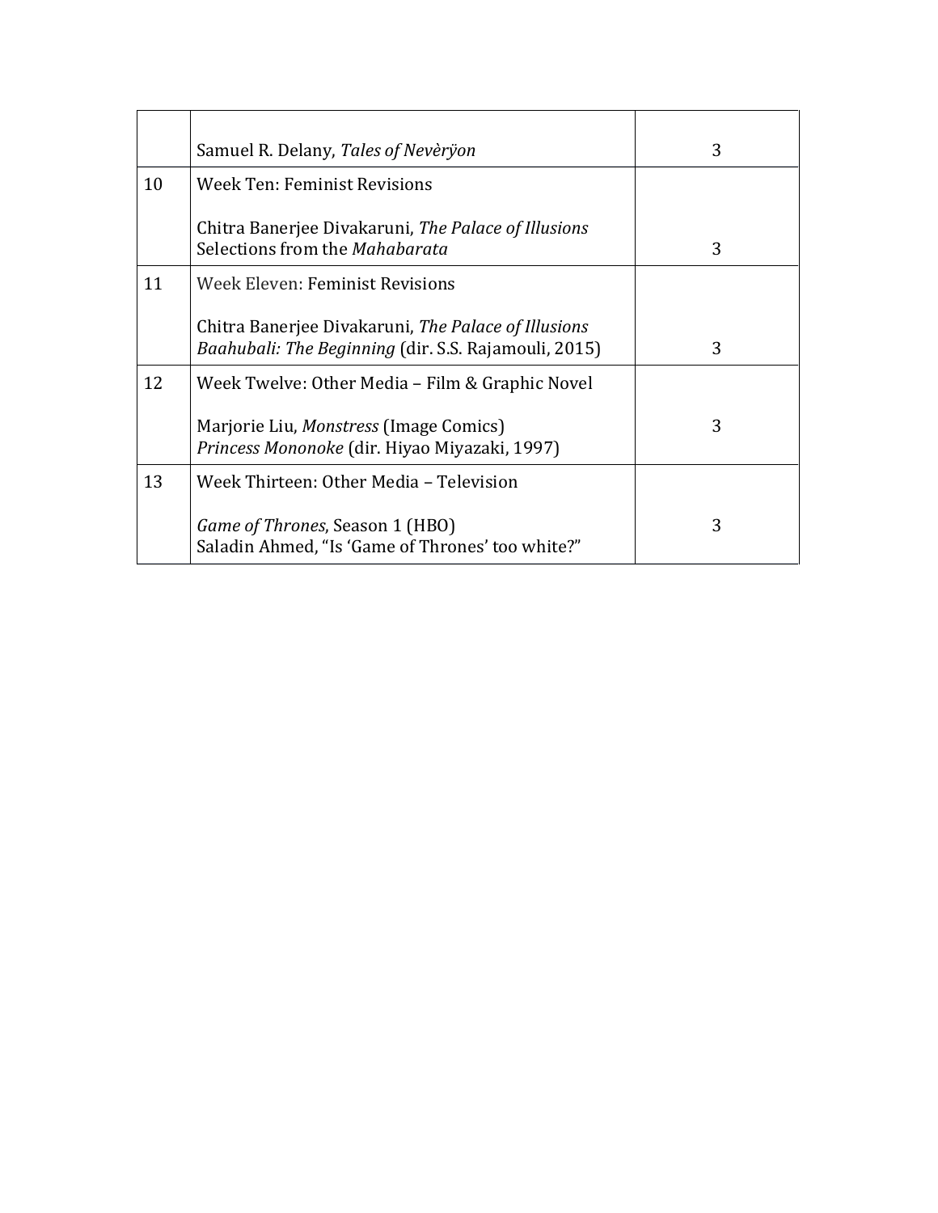| | | |
|---|---|---|
| | Samuel R. Delany, *Tales of Nevèrÿon* | 3 |
| 10 | Week Ten: Feminist Revisions<br><br>Chitra Banerjee Divakaruni, *The Palace of Illusions*<br>Selections from the *Mahabarata* | 3 |
| 11 | Week Eleven: Feminist Revisions<br><br>Chitra Banerjee Divakaruni, *The Palace of Illusions*<br>*Baahubali: The Beginning* (dir. S.S. Rajamouli, 2015) | 3 |
| 12 | Week Twelve: Other Media – Film & Graphic Novel<br><br>Marjorie Liu, *Monstress* (Image Comics)<br>*Princess Mononoke* (dir. Hiyao Miyazaki, 1997) | 3 |
| 13 | Week Thirteen: Other Media – Television<br><br>*Game of Thrones*, Season 1 (HBO)<br>Saladin Ahmed, "Is 'Game of Thrones' too white?" | 3 |